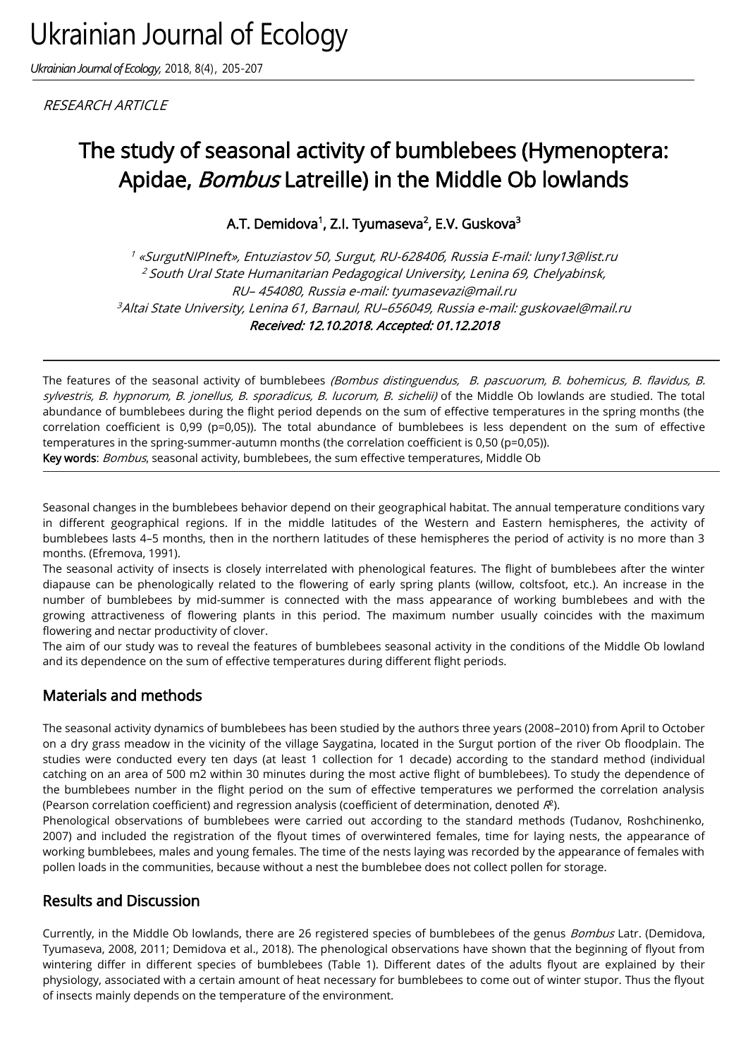# Ukrainian Journal of Ecology

RESEARCH ARTICLE

# The study of seasonal activity of bumblebees (Hymenoptera: Apidae, *Bombus* Latreille) in the Middle Ob lowlands

**A.T. Demidova[1], Z.I. Tyumaseva[2], E.V. Guskova[3]**

[1] «SurgutNIPIneft», Entuziastov 50, Surgut, RU-628406, Russia E-mail: luny13@list.ru
[2] South Ural State Humanitarian Pedagogical University, Lenina 69, Chelyabinsk, RU– 454080, Russia e-mail: tyumasevazi@mail.ru
[3] Altai State University, Lenina 61, Barnaul, RU–656049, Russia e-mail: guskovael@mail.ru

Received: 12.10.2018. Accepted: 01.12.2018

The features of the seasonal activity of bumblebees *(Bombus distinguendus, B. pascuorum, B. bohemicus, B. flavidus, B. sylvestris, B. hypnorum, B. jonellus, B. sporadicus, B. lucorum, B. sichelii)* of the Middle Ob lowlands are studied. The total abundance of bumblebees during the flight period depends on the sum of effective temperatures in the spring months (the correlation coefficient is 0,99 (p=0,05)). The total abundance of bumblebees is less dependent on the sum of effective temperatures in the spring-summer-autumn months (the correlation coefficient is 0,50 (p=0,05)).

**Key words**: *Bombus*, seasonal activity, bumblebees, the sum effective temperatures, Middle Ob

Seasonal changes in the bumblebees behavior depend on their geographical habitat. The annual temperature conditions vary in different geographical regions. If in the middle latitudes of the Western and Eastern hemispheres, the activity of bumblebees lasts 4–5 months, then in the northern latitudes of these hemispheres the period of activity is no more than 3 months. (Efremova, 1991).

The seasonal activity of insects is closely interrelated with phenological features. The flight of bumblebees after the winter diapause can be phenologically related to the flowering of early spring plants (willow, coltsfoot, etc.). An increase in the number of bumblebees by mid-summer is connected with the mass appearance of working bumblebees and with the growing attractiveness of flowering plants in this period. The maximum number usually coincides with the maximum flowering and nectar productivity of clover.

The aim of our study was to reveal the features of bumblebees seasonal activity in the conditions of the Middle Ob lowland and its dependence on the sum of effective temperatures during different flight periods.

## Materials and methods

The seasonal activity dynamics of bumblebees has been studied by the authors three years (2008–2010) from April to October on a dry grass meadow in the vicinity of the village Saygatina, located in the Surgut portion of the river Ob floodplain. The studies were conducted every ten days (at least 1 collection for 1 decade) according to the standard method (individual catching on an area of 500 m2 within 30 minutes during the most active flight of bumblebees). To study the dependence of the bumblebees number in the flight period on the sum of effective temperatures we performed the correlation analysis (Pearson correlation coefficient) and regression analysis (coefficient of determination, denoted $R^2$).

Phenological observations of bumblebees were carried out according to the standard methods (Tudanov, Roshchinenko, 2007) and included the registration of the flyout times of overwintered females, time for laying nests, the appearance of working bumblebees, males and young females. The time of the nests laying was recorded by the appearance of females with pollen loads in the communities, because without a nest the bumblebee does not collect pollen for storage.

## Results and Discussion

Currently, in the Middle Ob lowlands, there are 26 registered species of bumblebees of the genus *Bombus* Latr. (Demidova, Tyumaseva, 2008, 2011; Demidova et al., 2018). The phenological observations have shown that the beginning of flyout from wintering differ in different species of bumblebees (Table 1). Different dates of the adults flyout are explained by their physiology, associated with a certain amount of heat necessary for bumblebees to come out of winter stupor. Thus the flyout of insects mainly depends on the temperature of the environment.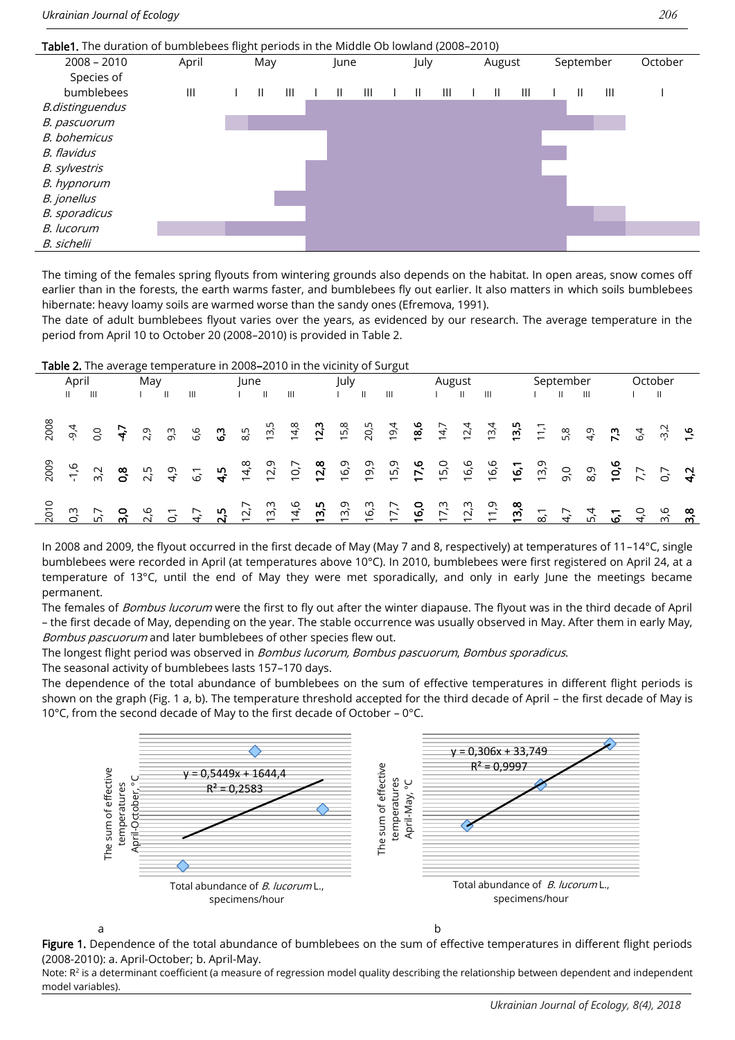**Table1.** The duration of bumblebees flight periods in the Middle Ob lowland (2008–2010)

| 2008 – 2010 Species of bumblebees | April | May | | | June | | | July | | | August | | | September | | | October |
|---|---|---|---|---|---|---|---|---|---|---|---|---|---|---|---|---|---|
| | III | I | II | III | I | II | III | I | II | III | I | II | III | I | II | III | I |
| *B.distinguendus* | | | | | | | | | | | | | | | | | |
| *B. pascuorum* | | | | | | | | | | | | | | | | | |
| *B. bohemicus* | | | | | | | | | | | | | | | | | |
| *B. flavidus* | | | | | | | | | | | | | | | | | |
| *B. sylvestris* | | | | | | | | | | | | | | | | | |
| *B. hypnorum* | | | | | | | | | | | | | | | | | |
| *B. jonellus* | | | | | | | | | | | | | | | | | |
| *B. sporadicus* | | | | | | | | | | | | | | | | | |
| *B. lucorum* | | | | | | | | | | | | | | | | | |
| *B. sichelii* | | | | | | | | | | | | | | | | | |

The timing of the females spring flyouts from wintering grounds also depends on the habitat. In open areas, snow comes off earlier than in the forests, the earth warms faster, and bumblebees fly out earlier. It also matters in which soils bumblebees hibernate: heavy loamy soils are warmed worse than the sandy ones (Efremova, 1991).

The date of adult bumblebees flyout varies over the years, as evidenced by our research. The average temperature in the period from April 10 to October 20 (2008–2010) is provided in Table 2.

**Table 2.** The average temperature in 2008–2010 in the vicinity of Surgut

| | April | | | May | | | | June | | | | July | | | | August | | | | September | | | | October | | |
|---|---|---|---|---|---|---|---|---|---|---|---|---|---|---|---|---|---|---|---|---|---|---|---|---|---|---|
| | II | III | | I | II | III | | I | II | III | | I | II | III | | I | II | III | | I | II | III | | I | II | |
| 2008 | -9,4 | 0,0 | **-4,7** | 2,9 | 9,3 | 6,6 | **6,3** | 8,5 | 13,5 | 14,8 | **12,3** | 15,8 | 20,5 | 19,4 | **18,6** | 14,7 | 12,4 | 13,4 | **13,5** | 11,1 | 5,8 | 4,9 | **7,3** | 6,4 | -3,2 | **1,6** |
| 2009 | -1,6 | 3,2 | **0,8** | 2,5 | 4,9 | 6,1 | **4,5** | 14,8 | 12,9 | 10,7 | **12,8** | 16,9 | 19,9 | 15,9 | **17,6** | 15,0 | 16,6 | 16,6 | **16,1** | 13,9 | 9,0 | 8,9 | **10,6** | 7,7 | 0,7 | **4,2** |
| 2010 | 0,3 | 5,7 | **3,0** | 2,6 | 0,1 | 4,7 | **2,5** | 12,7 | 13,3 | 14,6 | **13,5** | 13,9 | 16,3 | 17,7 | **16,0** | 17,3 | 12,3 | 11,9 | **13,8** | 8,1 | 4,7 | 5,4 | **6,1** | 4,0 | 3,6 | **3,8** |

In 2008 and 2009, the flyout occurred in the first decade of May (May 7 and 8, respectively) at temperatures of 11–14°C, single bumblebees were recorded in April (at temperatures above 10°C). In 2010, bumblebees were first registered on April 24, at a temperature of 13°C, until the end of May they were met sporadically, and only in early June the meetings became permanent.

The females of *Bombus lucorum* were the first to fly out after the winter diapause. The flyout was in the third decade of April – the first decade of May, depending on the year. The stable occurrence was usually observed in May. After them in early May, *Bombus pascuorum* and later bumblebees of other species flew out.

The longest flight period was observed in *Bombus lucorum, Bombus pascuorum*, *Bombus sporadicus*.

The seasonal activity of bumblebees lasts 157–170 days.

The dependence of the total abundance of bumblebees on the sum of effective temperatures in different flight periods is shown on the graph (Fig. 1 a, b). The temperature threshold accepted for the third decade of April – the first decade of May is 10°C, from the second decade of May to the first decade of October – 0°C.

a: $y = 0,5449x + 1644,4$, $R^2 = 0,2583$ (y-axis: The sum of effective temperatures April-October, °C; x-axis: Total abundance of *B. lucorum* L., specimens/hour)

b: $y = 0,306x + 33,749$, $R^2 = 0,9997$ (y-axis: The sum of effective temperatures April-May, °C; x-axis: Total abundance of *B. lucorum* L., specimens/hour)

**Figure 1.** Dependence of the total abundance of bumblebees on the sum of effective temperatures in different flight periods (2008-2010): a. April-October; b. April-May.

Note: $R^2$ is a determinant coefficient (a measure of regression model quality describing the relationship between dependent and independent model variables).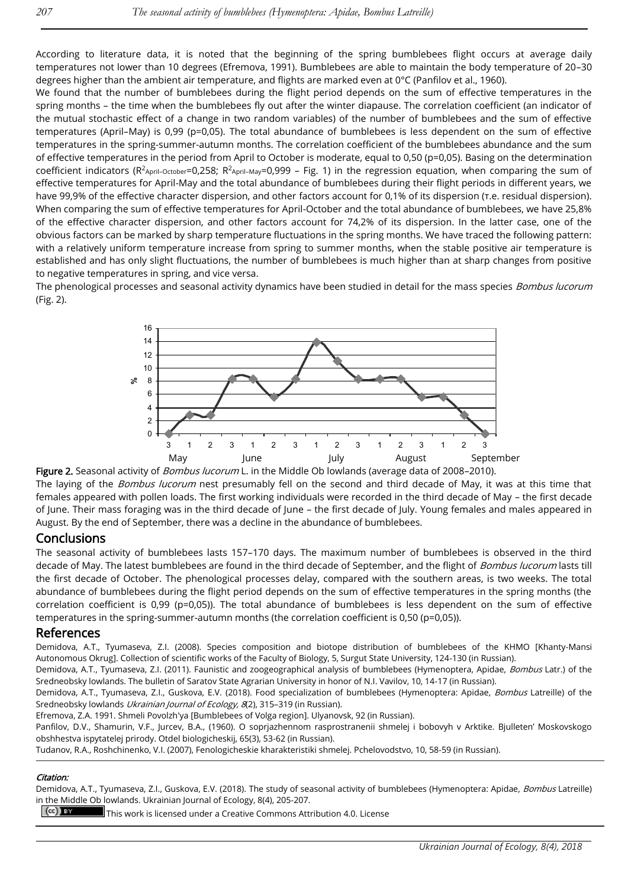According to literature data, it is noted that the beginning of the spring bumblebees flight occurs at average daily temperatures not lower than 10 degrees (Efremova, 1991). Bumblebees are able to maintain the body temperature of 20–30 degrees higher than the ambient air temperature, and flights are marked even at 0°C (Panfilov et al., 1960).

We found that the number of bumblebees during the flight period depends on the sum of effective temperatures in the spring months – the time when the bumblebees fly out after the winter diapause. The correlation coefficient (an indicator of the mutual stochastic effect of a change in two random variables) of the number of bumblebees and the sum of effective temperatures (April–May) is 0,99 (p=0,05). The total abundance of bumblebees is less dependent on the sum of effective temperatures in the spring-summer-autumn months. The correlation coefficient of the bumblebees abundance and the sum of effective temperatures in the period from April to October is moderate, equal to 0,50 (p=0,05). Basing on the determination coefficient indicators ($R^2_{April–October}$=0,258; $R^2_{April–May}$=0,999 – Fig. 1) in the regression equation, when comparing the sum of effective temperatures for April-May and the total abundance of bumblebees during their flight periods in different years, we have 99,9% of the effective character dispersion, and other factors account for 0,1% of its dispersion (т.e. residual dispersion). When comparing the sum of effective temperatures for April-October and the total abundance of bumblebees, we have 25,8% of the effective character dispersion, and other factors account for 74,2% of its dispersion. In the latter case, one of the obvious factors can be marked by sharp temperature fluctuations in the spring months. We have traced the following pattern: with a relatively uniform temperature increase from spring to summer months, when the stable positive air temperature is established and has only slight fluctuations, the number of bumblebees is much higher than at sharp changes from positive to negative temperatures in spring, and vice versa.

The phenological processes and seasonal activity dynamics have been studied in detail for the mass species *Bombus lucorum* (Fig. 2).

%
16
14
12
10
8
6
4
2
0
3 1 2 3 1 2 3 1 2 3 1 2 3 1 2 3
May June July August September

**Figure 2.** Seasonal activity of *Bombus lucorum* L. in the Middle Ob lowlands (average data of 2008–2010).

The laying of the *Bombus lucorum* nest presumably fell on the second and third decade of May, it was at this time that females appeared with pollen loads. The first working individuals were recorded in the third decade of May – the first decade of June. Their mass foraging was in the third decade of June – the first decade of July. Young females and males appeared in August. By the end of September, there was a decline in the abundance of bumblebees.

## Conclusions

The seasonal activity of bumblebees lasts 157–170 days. The maximum number of bumblebees is observed in the third decade of May. The latest bumblebees are found in the third decade of September, and the flight of *Bombus lucorum* lasts till the first decade of October. The phenological processes delay, compared with the southern areas, is two weeks. The total abundance of bumblebees during the flight period depends on the sum of effective temperatures in the spring months (the correlation coefficient is 0,99 (p=0,05)). The total abundance of bumblebees is less dependent on the sum of effective temperatures in the spring-summer-autumn months (the correlation coefficient is 0,50 (p=0,05)).

## References

Demidova, A.T., Tyumaseva, Z.I. (2008). Species composition and biotope distribution of bumblebees of the KHMO [Khanty-Mansi Autonomous Okrug]. Collection of scientific works of the Faculty of Biology, 5, Surgut State University, 124-130 (in Russian).

Demidova, A.T., Tyumaseva, Z.I. (2011). Faunistic and zoogeographical analysis of bumblebees (Hymenoptera, Apidae, *Bombus* Latr.) of the Srednеobsky lowlands. The bulletin of Saratov State Agrarian University in honor of N.I. Vavilov, 10, 14-17 (in Russian).

Demidova, A.T., Tyumaseva, Z.I., Guskova, E.V. (2018). Food specialization of bumblebees (Hymenoptera: Apidae, *Bombus* Latreille) of the Srednеobsky lowlands *Ukrainian Journal of Ecology, 8*(2), 315–319 (in Russian).

Efremova, Z.A. 1991. Shmeli Povolzh'ya [Bumblebees of Volga region]. Ulyanovsk, 92 (in Russian).

Panfilov, D.V., Shamurin, V.F., Jurcev, B.A., (1960). O soprjazhennom rasprostranenii shmelej i bobovyh v Arktike. Bjulleten' Moskovskogo obshhestva ispytatelej prirody. Otdel biologicheskij, 65(3), 53-62 (in Russian).

Tudanov, R.A., Roshchinenko, V.I. (2007), Fenologicheskie kharakteristiki shmelej. Pchelovodstvo, 10, 58-59 (in Russian).

***Citation:***

Demidova, A.T., Tyumaseva, Z.I., Guskova, E.V. (2018). The study of seasonal activity of bumblebees (Hymenoptera: Apidae, *Bombus* Latreille) in the Middle Ob lowlands. Ukrainian Journal of Ecology, 8(4), 205-207.

This work is licensed under a Creative Commons Attribution 4.0. License